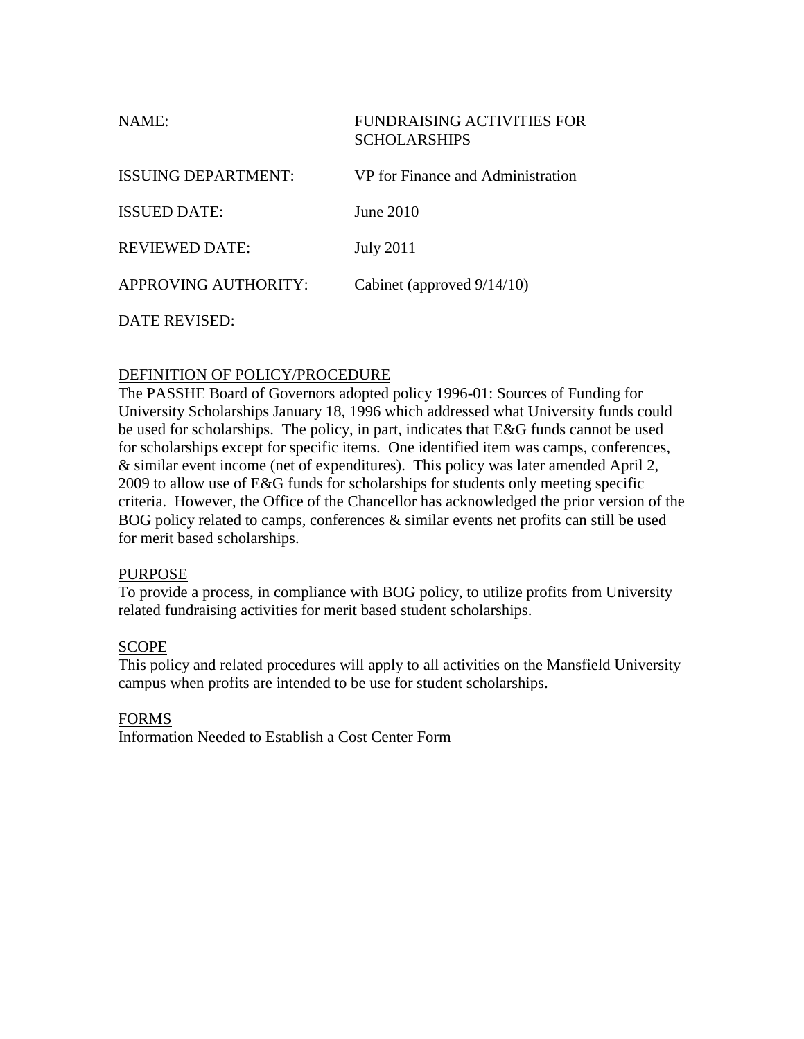| | |
|---|---|
| NAME: | FUNDRAISING ACTIVITIES FOR SCHOLARSHIPS |
| ISSUING DEPARTMENT: | VP for Finance and Administration |
| ISSUED DATE: | June 2010 |
| REVIEWED DATE: | July 2011 |
| APPROVING AUTHORITY: | Cabinet (approved 9/14/10) |
| DATE REVISED: | |

## DEFINITION OF POLICY/PROCEDURE

The PASSHE Board of Governors adopted policy 1996-01: Sources of Funding for University Scholarships January 18, 1996 which addressed what University funds could be used for scholarships. The policy, in part, indicates that E&G funds cannot be used for scholarships except for specific items. One identified item was camps, conferences, & similar event income (net of expenditures). This policy was later amended April 2, 2009 to allow use of E&G funds for scholarships for students only meeting specific criteria. However, the Office of the Chancellor has acknowledged the prior version of the BOG policy related to camps, conferences & similar events net profits can still be used for merit based scholarships.

## PURPOSE

To provide a process, in compliance with BOG policy, to utilize profits from University related fundraising activities for merit based student scholarships.

## SCOPE

This policy and related procedures will apply to all activities on the Mansfield University campus when profits are intended to be use for student scholarships.

## FORMS

Information Needed to Establish a Cost Center Form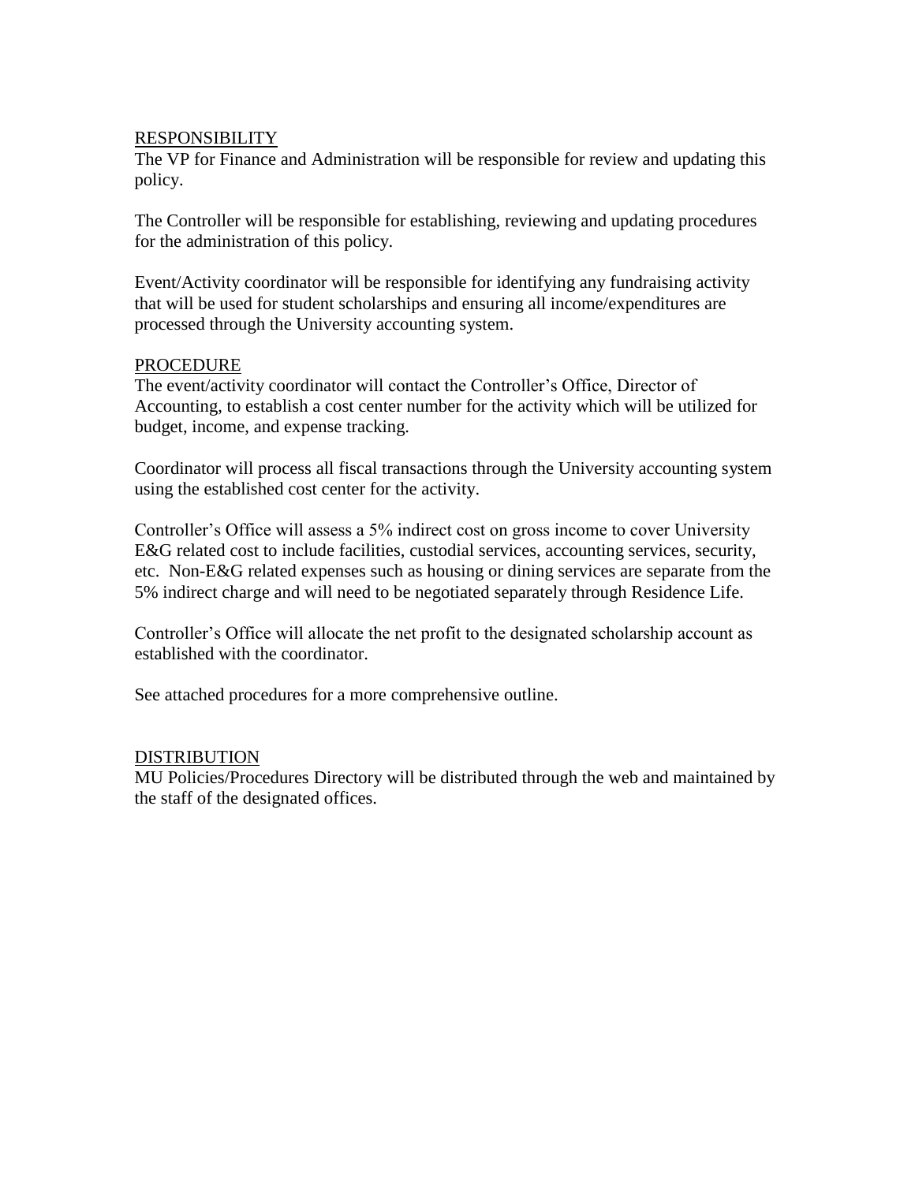## RESPONSIBILITY

The VP for Finance and Administration will be responsible for review and updating this policy.

The Controller will be responsible for establishing, reviewing and updating procedures for the administration of this policy.

Event/Activity coordinator will be responsible for identifying any fundraising activity that will be used for student scholarships and ensuring all income/expenditures are processed through the University accounting system.

## PROCEDURE

The event/activity coordinator will contact the Controller's Office, Director of Accounting, to establish a cost center number for the activity which will be utilized for budget, income, and expense tracking.

Coordinator will process all fiscal transactions through the University accounting system using the established cost center for the activity.

Controller's Office will assess a 5% indirect cost on gross income to cover University E&G related cost to include facilities, custodial services, accounting services, security, etc. Non-E&G related expenses such as housing or dining services are separate from the 5% indirect charge and will need to be negotiated separately through Residence Life.

Controller's Office will allocate the net profit to the designated scholarship account as established with the coordinator.

See attached procedures for a more comprehensive outline.

## DISTRIBUTION

MU Policies/Procedures Directory will be distributed through the web and maintained by the staff of the designated offices.